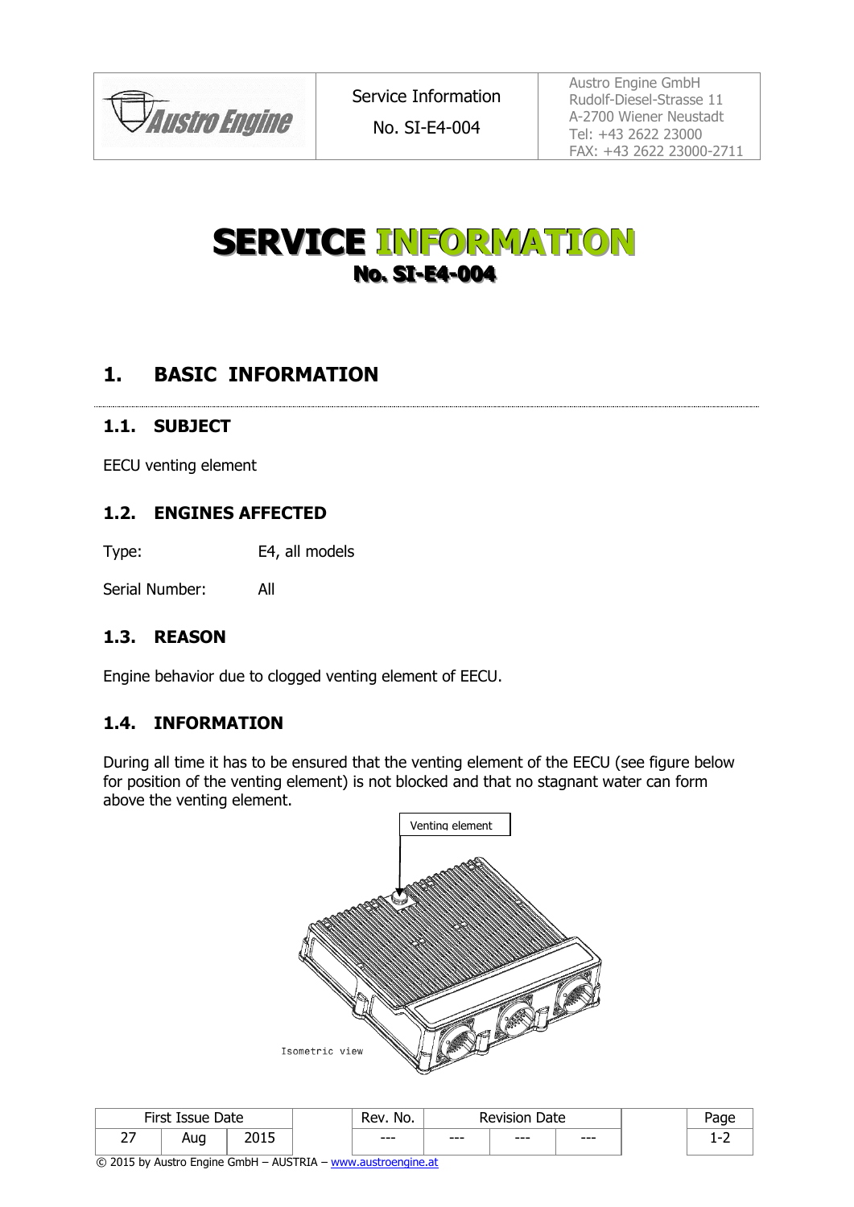| | Service Information No. SI-E4-004 | Austro Engine GmbH Rudolf-Diesel-Strasse 11 A-2700 Wiener Neustadt Tel: +43 2622 23000 FAX: +43 2622 23000-2711 |
|---|---|---|

# SERVICE INFORMATION
## No. SI-E4-004

## 1. BASIC INFORMATION

### 1.1. SUBJECT

EECU venting element

### 1.2. ENGINES AFFECTED

Type: E4, all models

Serial Number: All

### 1.3. REASON

Engine behavior due to clogged venting element of EECU.

### 1.4. INFORMATION

During all time it has to be ensured that the venting element of the EECU (see figure below for position of the venting element) is not blocked and that no stagnant water can form above the venting element.

Venting element

Isometric view

| First Issue Date | | | Rev. No. | Revision Date | | |
|---|---|---|---|---|---|---|
| 27 | Aug | 2015 | --- | --- | --- | --- |

© 2015 by Austro Engine GmbH – AUSTRIA – www.austroengine.at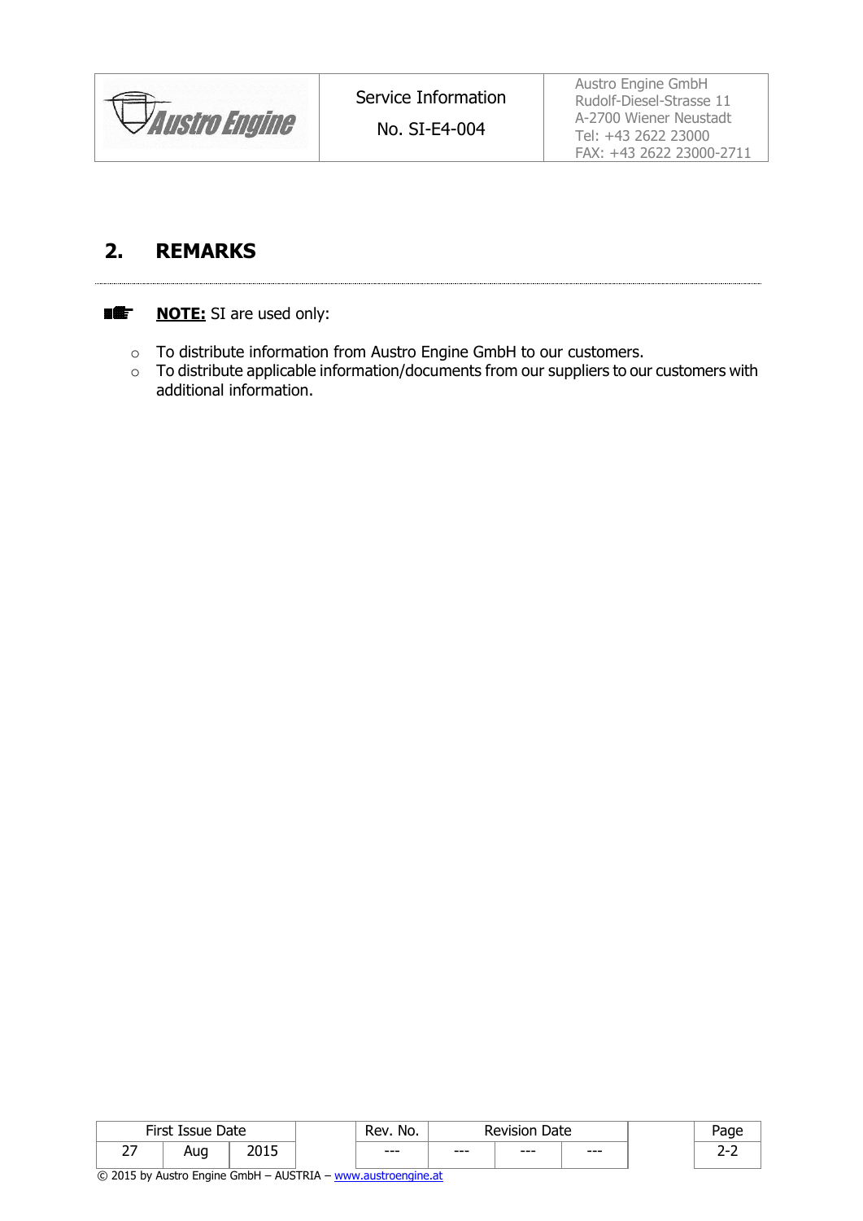## 2. REMARKS

**NOTE:** SI are used only:

- To distribute information from Austro Engine GmbH to our customers.
- To distribute applicable information/documents from our suppliers to our customers with additional information.